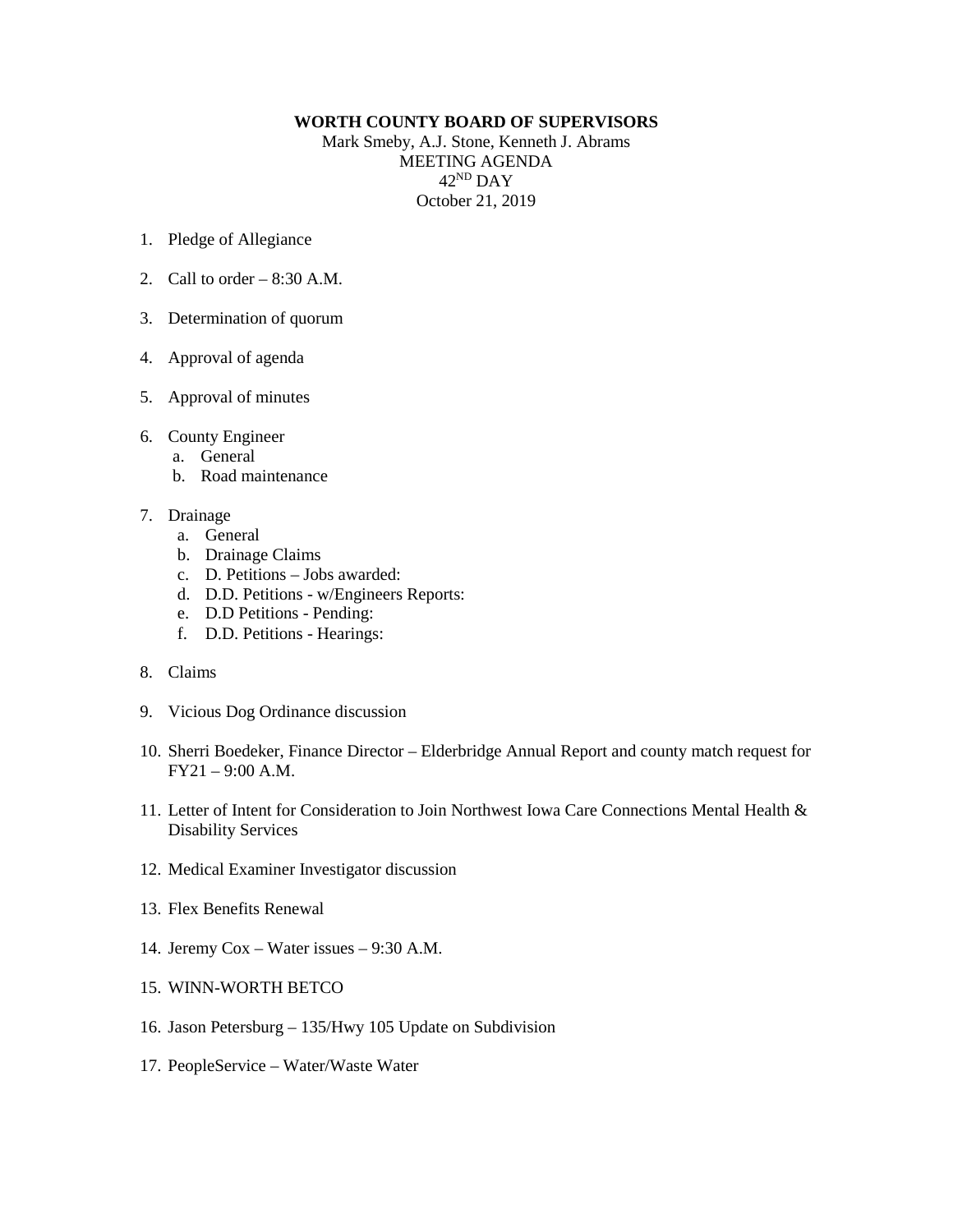**WORTH COUNTY BOARD OF SUPERVISORS**

Mark Smeby, A.J. Stone, Kenneth J. Abrams

MEETING AGENDA

42ND DAY

October 21, 2019

1. Pledge of Allegiance
2. Call to order – 8:30 A.M.
3. Determination of quorum
4. Approval of agenda
5. Approval of minutes
6. County Engineer
   a. General
   b. Road maintenance
7. Drainage
   a. General
   b. Drainage Claims
   c. D. Petitions – Jobs awarded:
   d. D.D. Petitions - w/Engineers Reports:
   e. D.D Petitions - Pending:
   f. D.D. Petitions - Hearings:
8. Claims
9. Vicious Dog Ordinance discussion
10. Sherri Boedeker, Finance Director – Elderbridge Annual Report and county match request for FY21 – 9:00 A.M.
11. Letter of Intent for Consideration to Join Northwest Iowa Care Connections Mental Health & Disability Services
12. Medical Examiner Investigator discussion
13. Flex Benefits Renewal
14. Jeremy Cox – Water issues – 9:30 A.M.
15. WINN-WORTH BETCO
16. Jason Petersburg – 135/Hwy 105 Update on Subdivision
17. PeopleService – Water/Waste Water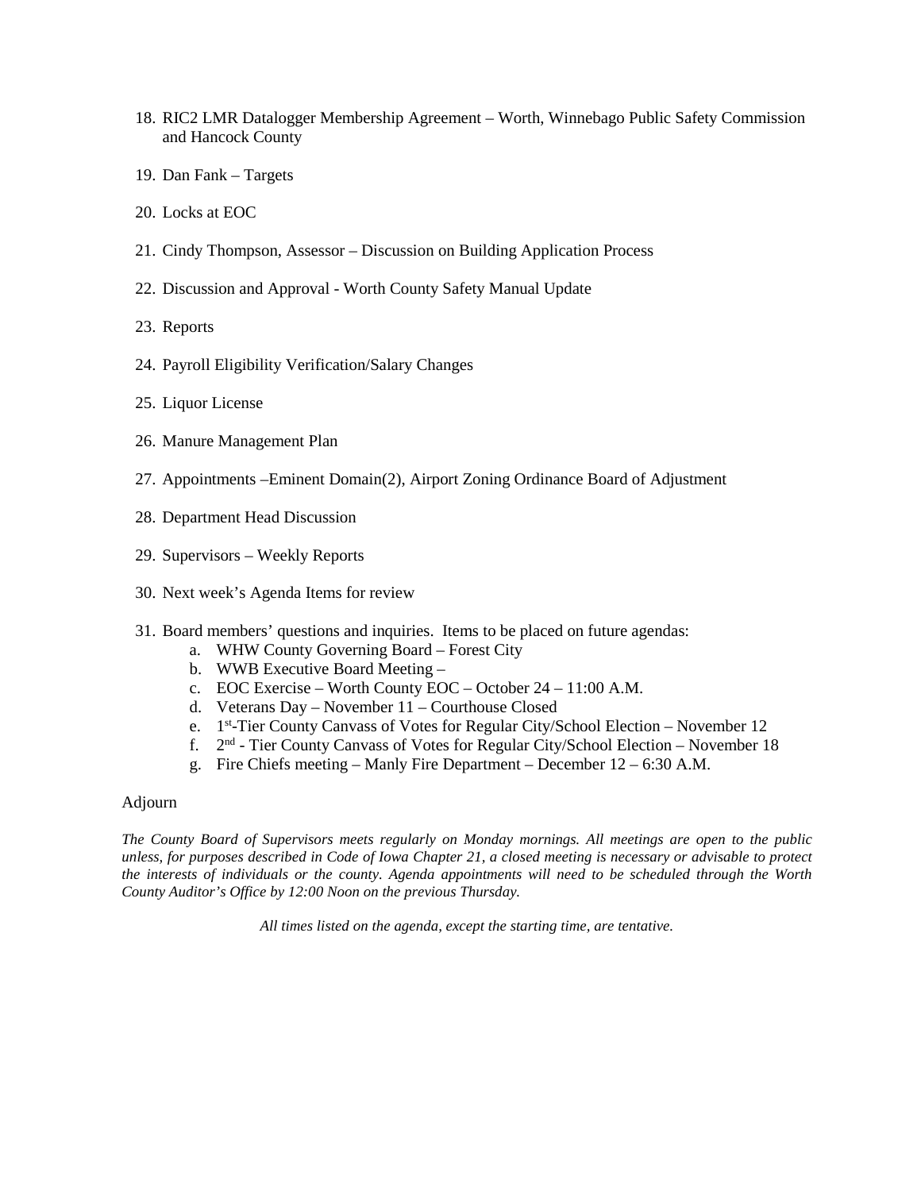18. RIC2 LMR Datalogger Membership Agreement – Worth, Winnebago Public Safety Commission and Hancock County

19. Dan Fank – Targets

20. Locks at EOC

21. Cindy Thompson, Assessor – Discussion on Building Application Process

22. Discussion and Approval - Worth County Safety Manual Update

23. Reports

24. Payroll Eligibility Verification/Salary Changes

25. Liquor License

26. Manure Management Plan

27. Appointments –Eminent Domain(2), Airport Zoning Ordinance Board of Adjustment

28. Department Head Discussion

29. Supervisors – Weekly Reports

30. Next week's Agenda Items for review

31. Board members' questions and inquiries. Items to be placed on future agendas:
    a. WHW County Governing Board – Forest City
    b. WWB Executive Board Meeting –
    c. EOC Exercise – Worth County EOC – October 24 – 11:00 A.M.
    d. Veterans Day – November 11 – Courthouse Closed
    e. 1st-Tier County Canvass of Votes for Regular City/School Election – November 12
    f. 2nd - Tier County Canvass of Votes for Regular City/School Election – November 18
    g. Fire Chiefs meeting – Manly Fire Department – December 12 – 6:30 A.M.

Adjourn

*The County Board of Supervisors meets regularly on Monday mornings. All meetings are open to the public unless, for purposes described in Code of Iowa Chapter 21, a closed meeting is necessary or advisable to protect the interests of individuals or the county. Agenda appointments will need to be scheduled through the Worth County Auditor's Office by 12:00 Noon on the previous Thursday.*

*All times listed on the agenda, except the starting time, are tentative.*